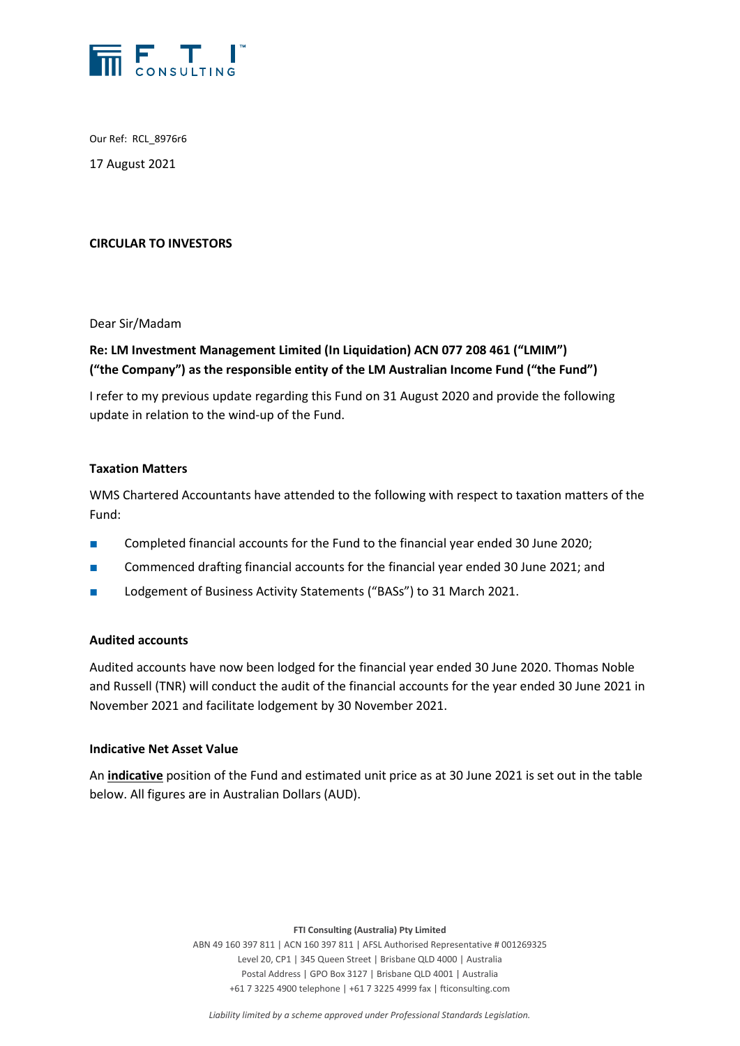Our Ref: RCL_8976r6

17 August 2021

**CIRCULAR TO INVESTORS**

Dear Sir/Madam

**Re: LM Investment Management Limited (In Liquidation) ACN 077 208 461 ("LMIM") ("the Company") as the responsible entity of the LM Australian Income Fund ("the Fund")**

I refer to my previous update regarding this Fund on 31 August 2020 and provide the following update in relation to the wind-up of the Fund.

**Taxation Matters**

WMS Chartered Accountants have attended to the following with respect to taxation matters of the Fund:

- Completed financial accounts for the Fund to the financial year ended 30 June 2020;
- Commenced drafting financial accounts for the financial year ended 30 June 2021; and
- Lodgement of Business Activity Statements ("BASs") to 31 March 2021.

**Audited accounts**

Audited accounts have now been lodged for the financial year ended 30 June 2020. Thomas Noble and Russell (TNR) will conduct the audit of the financial accounts for the year ended 30 June 2021 in November 2021 and facilitate lodgement by 30 November 2021.

**Indicative Net Asset Value**

An **indicative** position of the Fund and estimated unit price as at 30 June 2021 is set out in the table below. All figures are in Australian Dollars (AUD).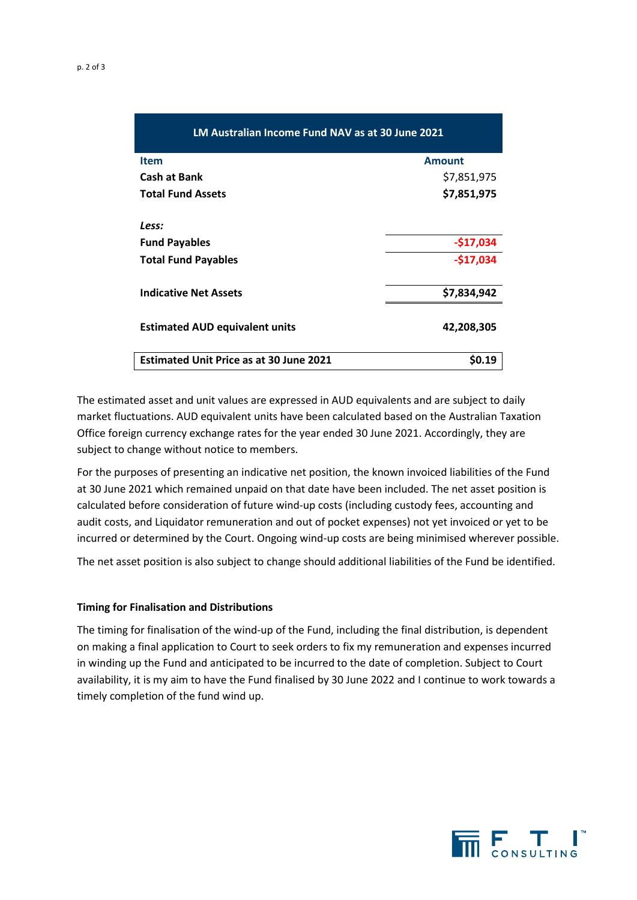| LM Australian Income Fund NAV as at 30 June 2021 | |
|---|---|
| **Item** | **Amount** |
| **Cash at Bank** | $7,851,975 |
| **Total Fund Assets** | **$7,851,975** |
| | |
| ***Less:*** | |
| **Fund Payables** | **-$17,034** |
| **Total Fund Payables** | **-$17,034** |
| | |
| **Indicative Net Assets** | **$7,834,942** |
| | |
| **Estimated AUD equivalent units** | **42,208,305** |
| | |
| **Estimated Unit Price as at 30 June 2021** | **$0.19** |

The estimated asset and unit values are expressed in AUD equivalents and are subject to daily market fluctuations. AUD equivalent units have been calculated based on the Australian Taxation Office foreign currency exchange rates for the year ended 30 June 2021. Accordingly, they are subject to change without notice to members.

For the purposes of presenting an indicative net position, the known invoiced liabilities of the Fund at 30 June 2021 which remained unpaid on that date have been included. The net asset position is calculated before consideration of future wind-up costs (including custody fees, accounting and audit costs, and Liquidator remuneration and out of pocket expenses) not yet invoiced or yet to be incurred or determined by the Court. Ongoing wind-up costs are being minimised wherever possible.

The net asset position is also subject to change should additional liabilities of the Fund be identified.

**Timing for Finalisation and Distributions**

The timing for finalisation of the wind-up of the Fund, including the final distribution, is dependent on making a final application to Court to seek orders to fix my remuneration and expenses incurred in winding up the Fund and anticipated to be incurred to the date of completion. Subject to Court availability, it is my aim to have the Fund finalised by 30 June 2022 and I continue to work towards a timely completion of the fund wind up.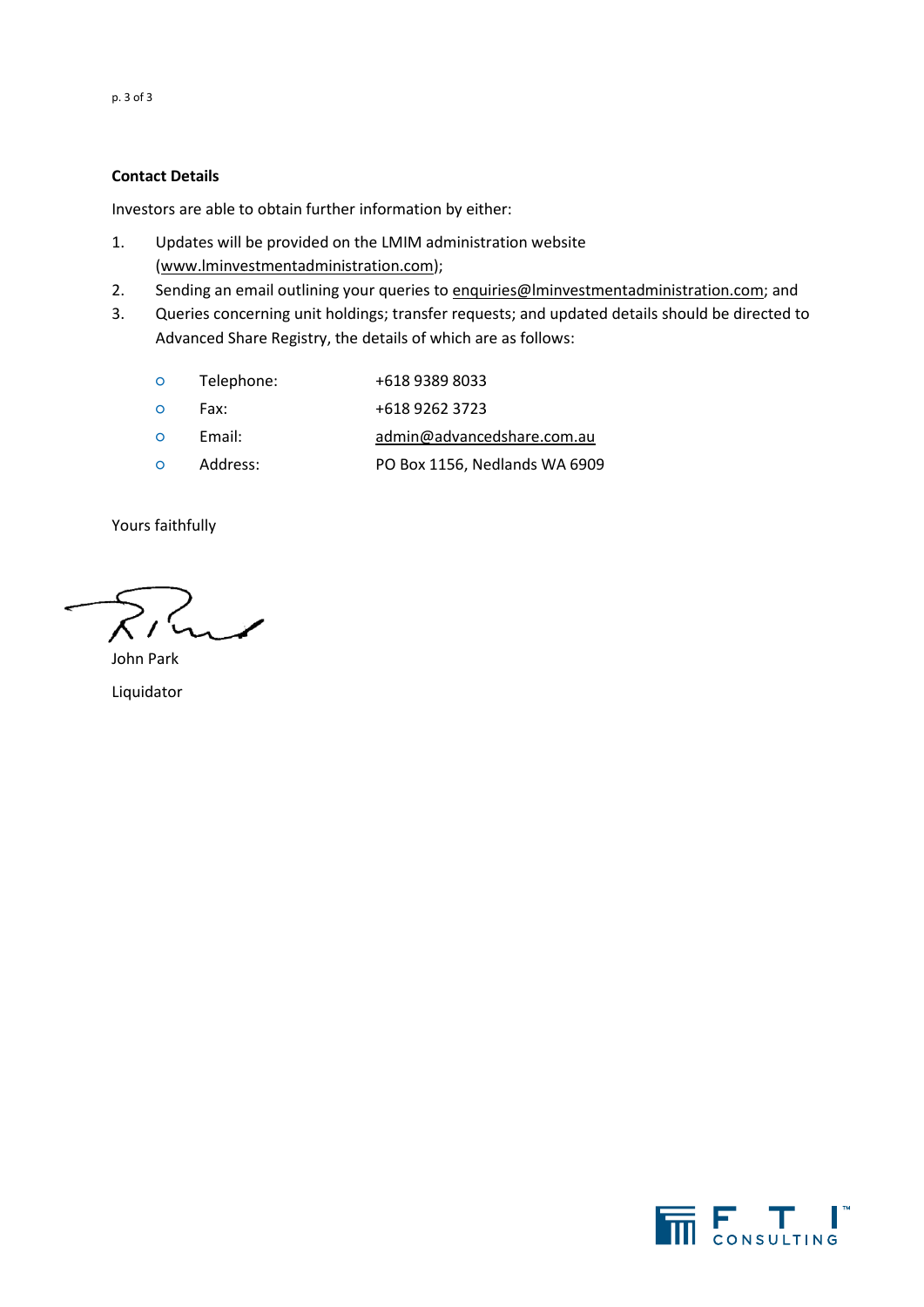**Contact Details**

Investors are able to obtain further information by either:

1. Updates will be provided on the LMIM administration website (www.lminvestmentadministration.com);
2. Sending an email outlining your queries to enquiries@lminvestmentadministration.com; and
3. Queries concerning unit holdings; transfer requests; and updated details should be directed to Advanced Share Registry, the details of which are as follows:

   - Telephone: +618 9389 8033
   - Fax: +618 9262 3723
   - Email: admin@advancedshare.com.au
   - Address: PO Box 1156, Nedlands WA 6909

Yours faithfully

John Park

Liquidator